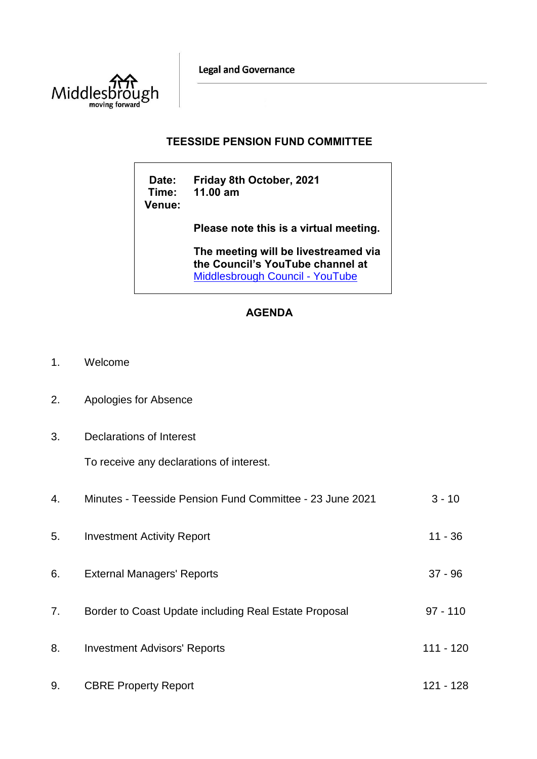Middlesbrough
moving forward

Legal and Governance

# TEESSIDE PENSION FUND COMMITTEE

**Date:** Friday 8th October, 2021
**Time:** 11.00 am
**Venue:**

**Please note this is a virtual meeting.**

**The meeting will be livestreamed via the Council's YouTube channel at** [Middlesbrough Council - YouTube]

## AGENDA

1. Welcome

2. Apologies for Absence

3. Declarations of Interest

   To receive any declarations of interest.

4. Minutes - Teesside Pension Fund Committee - 23 June 2021 — 3 - 10

5. Investment Activity Report — 11 - 36

6. External Managers' Reports — 37 - 96

7. Border to Coast Update including Real Estate Proposal — 97 - 110

8. Investment Advisors' Reports — 111 - 120

9. CBRE Property Report — 121 - 128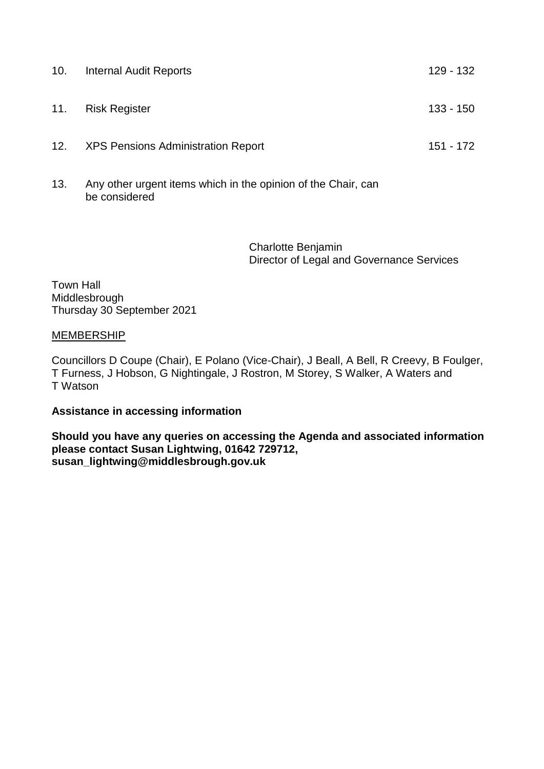| | | |
|---|---|---|
| 10. | Internal Audit Reports | 129 - 132 |
| 11. | Risk Register | 133 - 150 |
| 12. | XPS Pensions Administration Report | 151 - 172 |
| 13. | Any other urgent items which in the opinion of the Chair, can be considered | |

Charlotte Benjamin
Director of Legal and Governance Services

Town Hall
Middlesbrough
Thursday 30 September 2021

MEMBERSHIP

Councillors D Coupe (Chair), E Polano (Vice-Chair), J Beall, A Bell, R Creevy, B Foulger, T Furness, J Hobson, G Nightingale, J Rostron, M Storey, S Walker, A Waters and T Watson

**Assistance in accessing information**

**Should you have any queries on accessing the Agenda and associated information please contact Susan Lightwing, 01642 729712, susan_lightwing@middlesbrough.gov.uk**